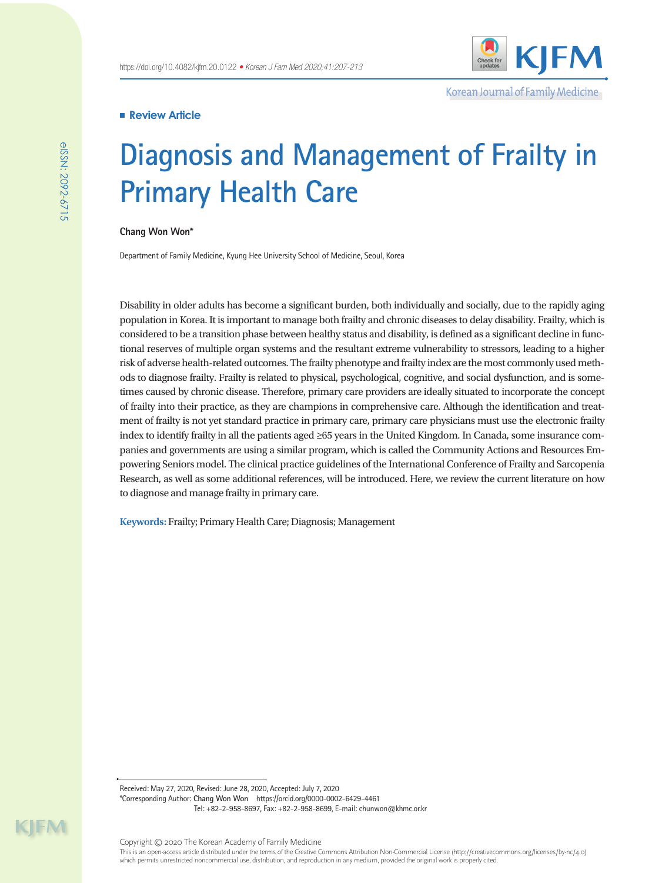Review Article

# Diagnosis and Management of Frailty in Primary Health Care

**Chang Won Won***

Department of Family Medicine, Kyung Hee University School of Medicine, Seoul, Korea

Disability in older adults has become a significant burden, both individually and socially, due to the rapidly aging population in Korea. It is important to manage both frailty and chronic diseases to delay disability. Frailty, which is considered to be a transition phase between healthy status and disability, is defined as a significant decline in functional reserves of multiple organ systems and the resultant extreme vulnerability to stressors, leading to a higher risk of adverse health-related outcomes. The frailty phenotype and frailty index are the most commonly used methods to diagnose frailty. Frailty is related to physical, psychological, cognitive, and social dysfunction, and is sometimes caused by chronic disease. Therefore, primary care providers are ideally situated to incorporate the concept of frailty into their practice, as they are champions in comprehensive care. Although the identification and treatment of frailty is not yet standard practice in primary care, primary care physicians must use the electronic frailty index to identify frailty in all the patients aged ≥65 years in the United Kingdom. In Canada, some insurance companies and governments are using a similar program, which is called the Community Actions and Resources Empowering Seniors model. The clinical practice guidelines of the International Conference of Frailty and Sarcopenia Research, as well as some additional references, will be introduced. Here, we review the current literature on how to diagnose and manage frailty in primary care.

**Keywords:** Frailty; Primary Health Care; Diagnosis; Management

Received: May 27, 2020, Revised: June 28, 2020, Accepted: July 7, 2020

*Corresponding Author: **Chang Won Won** https://orcid.org/0000-0002-6429-4461

Tel: +82-2-958-8697, Fax: +82-2-958-8699, E-mail: chunwon@khmc.or.kr

Copyright © 2020 The Korean Academy of Family Medicine

This is an open-access article distributed under the terms of the Creative Commons Attribution Non-Commercial License (http://creativecommons.org/licenses/by-nc/4.0) which permits unrestricted noncommercial use, distribution, and reproduction in any medium, provided the original work is properly cited.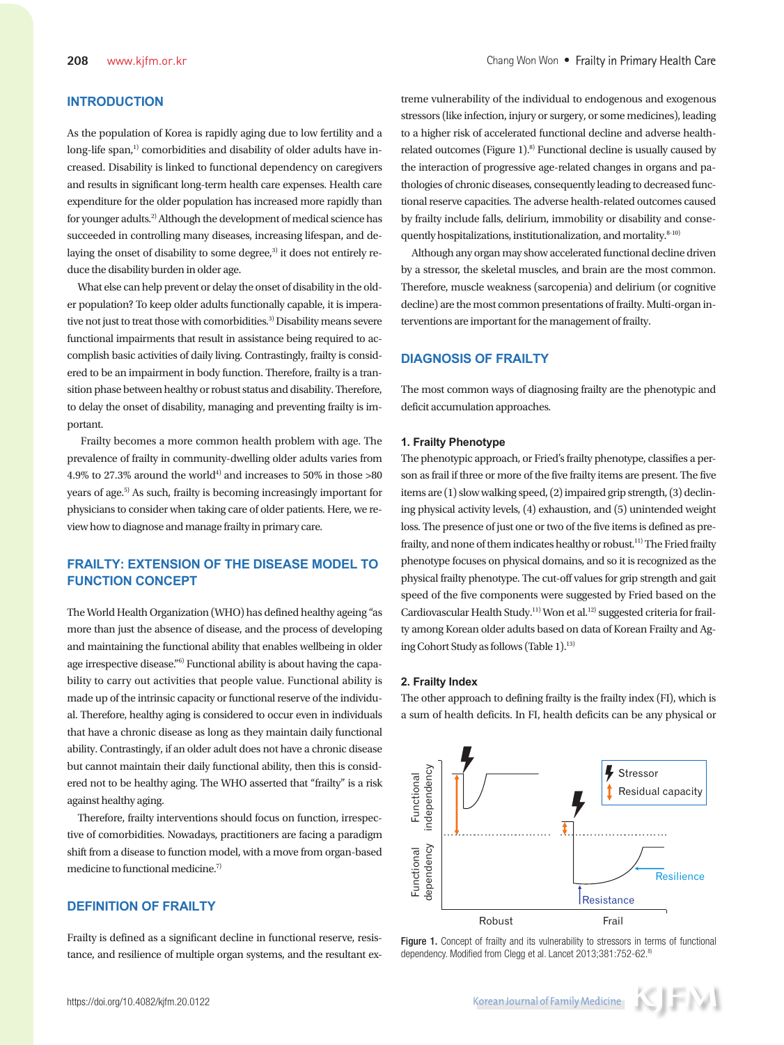## INTRODUCTION

As the population of Korea is rapidly aging due to low fertility and a long-life span,[1] comorbidities and disability of older adults have increased. Disability is linked to functional dependency on caregivers and results in significant long-term health care expenses. Health care expenditure for the older population has increased more rapidly than for younger adults.[2] Although the development of medical science has succeeded in controlling many diseases, increasing lifespan, and delaying the onset of disability to some degree,[3] it does not entirely reduce the disability burden in older age.

What else can help prevent or delay the onset of disability in the older population? To keep older adults functionally capable, it is imperative not just to treat those with comorbidities.[3] Disability means severe functional impairments that result in assistance being required to accomplish basic activities of daily living. Contrastingly, frailty is considered to be an impairment in body function. Therefore, frailty is a transition phase between healthy or robust status and disability. Therefore, to delay the onset of disability, managing and preventing frailty is important.

Frailty becomes a more common health problem with age. The prevalence of frailty in community-dwelling older adults varies from 4.9% to 27.3% around the world[4] and increases to 50% in those >80 years of age.[5] As such, frailty is becoming increasingly important for physicians to consider when taking care of older patients. Here, we review how to diagnose and manage frailty in primary care.

## FRAILTY: EXTENSION OF THE DISEASE MODEL TO FUNCTION CONCEPT

The World Health Organization (WHO) has defined healthy ageing "as more than just the absence of disease, and the process of developing and maintaining the functional ability that enables wellbeing in older age irrespective disease."[6] Functional ability is about having the capability to carry out activities that people value. Functional ability is made up of the intrinsic capacity or functional reserve of the individual. Therefore, healthy aging is considered to occur even in individuals that have a chronic disease as long as they maintain daily functional ability. Contrastingly, if an older adult does not have a chronic disease but cannot maintain their daily functional ability, then this is considered not to be healthy aging. The WHO asserted that "frailty" is a risk against healthy aging.

Therefore, frailty interventions should focus on function, irrespective of comorbidities. Nowadays, practitioners are facing a paradigm shift from a disease to function model, with a move from organ-based medicine to functional medicine.[7]

## DEFINITION OF FRAILTY

Frailty is defined as a significant decline in functional reserve, resistance, and resilience of multiple organ systems, and the resultant extreme vulnerability of the individual to endogenous and exogenous stressors (like infection, injury or surgery, or some medicines), leading to a higher risk of accelerated functional decline and adverse health-related outcomes (Figure 1).[8] Functional decline is usually caused by the interaction of progressive age-related changes in organs and pathologies of chronic diseases, consequently leading to decreased functional reserve capacities. The adverse health-related outcomes caused by frailty include falls, delirium, immobility or disability and consequently hospitalizations, institutionalization, and mortality.[8-10]

Although any organ may show accelerated functional decline driven by a stressor, the skeletal muscles, and brain are the most common. Therefore, muscle weakness (sarcopenia) and delirium (or cognitive decline) are the most common presentations of frailty. Multi-organ interventions are important for the management of frailty.

## DIAGNOSIS OF FRAILTY

The most common ways of diagnosing frailty are the phenotypic and deficit accumulation approaches.

### 1. Frailty Phenotype

The phenotypic approach, or Fried's frailty phenotype, classifies a person as frail if three or more of the five frailty items are present. The five items are (1) slow walking speed, (2) impaired grip strength, (3) declining physical activity levels, (4) exhaustion, and (5) unintended weight loss. The presence of just one or two of the five items is defined as prefrailty, and none of them indicates healthy or robust.[11] The Fried frailty phenotype focuses on physical domains, and so it is recognized as the physical frailty phenotype. The cut-off values for grip strength and gait speed of the five components were suggested by Fried based on the Cardiovascular Health Study.[11] Won et al.[12] suggested criteria for frailty among Korean older adults based on data of Korean Frailty and Aging Cohort Study as follows (Table 1).[13]

### 2. Frailty Index

The other approach to defining frailty is the frailty index (FI), which is a sum of health deficits. In FI, health deficits can be any physical or

Figure 1. Concept of frailty and its vulnerability to stressors in terms of functional dependency. Modified from Clegg et al. Lancet 2013;381:752-62.[8]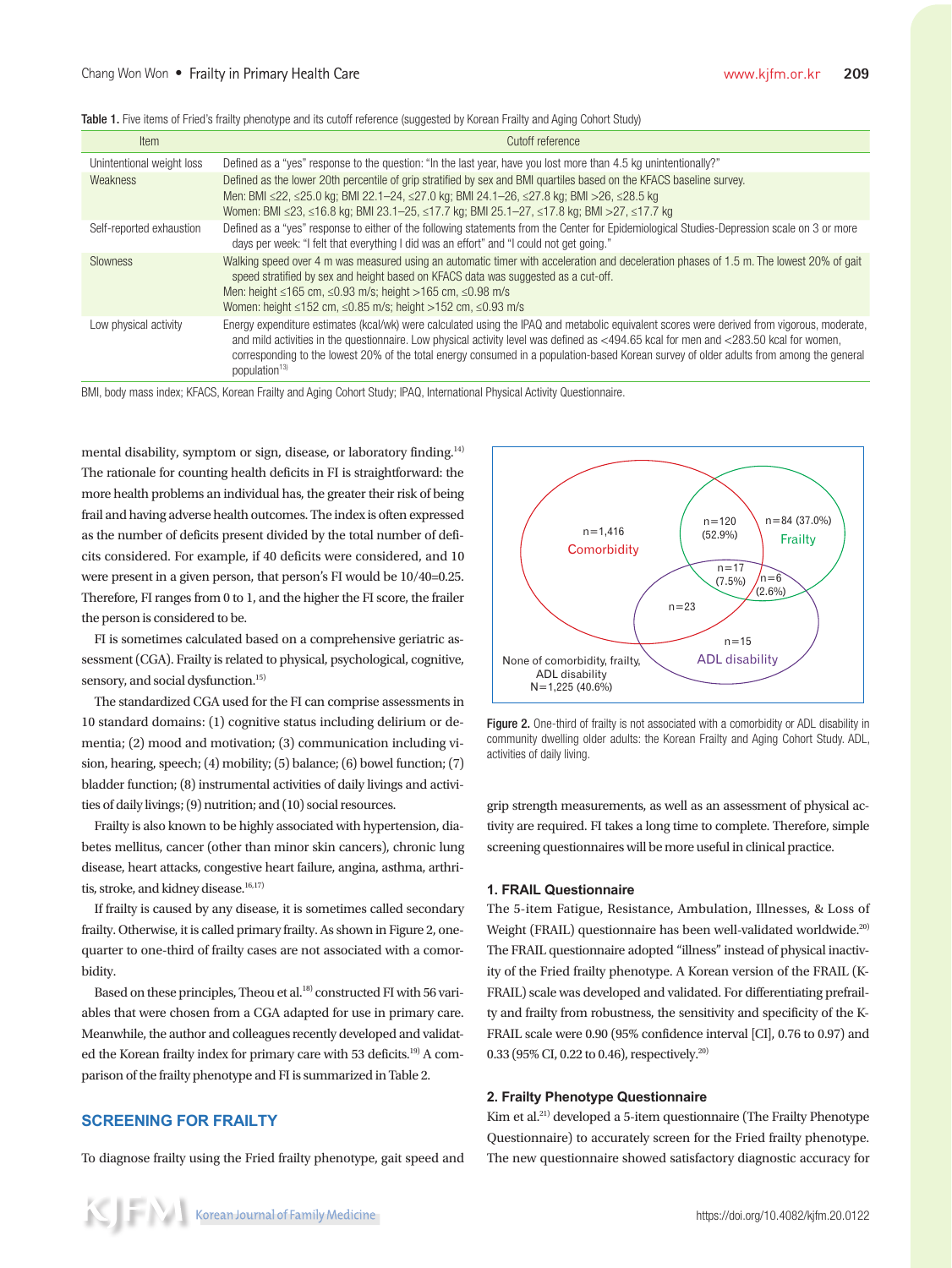Table 1. Five items of Fried's frailty phenotype and its cutoff reference (suggested by Korean Frailty and Aging Cohort Study)

| Item | Cutoff reference |
|---|---|
| Unintentional weight loss | Defined as a "yes" response to the question: "In the last year, have you lost more than 4.5 kg unintentionally?" |
| Weakness | Defined as the lower 20th percentile of grip stratified by sex and BMI quartiles based on the KFACS baseline survey. Men: BMI ≤22, ≤25.0 kg; BMI 22.1–24, ≤27.0 kg; BMI 24.1–26, ≤27.8 kg; BMI >26, ≤28.5 kg Women: BMI ≤23, ≤16.8 kg; BMI 23.1–25, ≤17.7 kg; BMI 25.1–27, ≤17.8 kg; BMI >27, ≤17.7 kg |
| Self-reported exhaustion | Defined as a "yes" response to either of the following statements from the Center for Epidemiological Studies-Depression scale on 3 or more days per week: "I felt that everything I did was an effort" and "I could not get going." |
| Slowness | Walking speed over 4 m was measured using an automatic timer with acceleration and deceleration phases of 1.5 m. The lowest 20% of gait speed stratified by sex and height based on KFACS data was suggested as a cut-off. Men: height ≤165 cm, ≤0.93 m/s; height >165 cm, ≤0.98 m/s Women: height ≤152 cm, ≤0.85 m/s; height >152 cm, ≤0.93 m/s |
| Low physical activity | Energy expenditure estimates (kcal/wk) were calculated using the IPAQ and metabolic equivalent scores were derived from vigorous, moderate, and mild activities in the questionnaire. Low physical activity level was defined as <494.65 kcal for men and <283.50 kcal for women, corresponding to the lowest 20% of the total energy consumed in a population-based Korean survey of older adults from among the general population[13] |

BMI, body mass index; KFACS, Korean Frailty and Aging Cohort Study; IPAQ, International Physical Activity Questionnaire.

mental disability, symptom or sign, disease, or laboratory finding.[14] The rationale for counting health deficits in FI is straightforward: the more health problems an individual has, the greater their risk of being frail and having adverse health outcomes. The index is often expressed as the number of deficits present divided by the total number of deficits considered. For example, if 40 deficits were considered, and 10 were present in a given person, that person's FI would be 10/40=0.25. Therefore, FI ranges from 0 to 1, and the higher the FI score, the frailer the person is considered to be.

FI is sometimes calculated based on a comprehensive geriatric assessment (CGA). Frailty is related to physical, psychological, cognitive, sensory, and social dysfunction.[15]

The standardized CGA used for the FI can comprise assessments in 10 standard domains: (1) cognitive status including delirium or dementia; (2) mood and motivation; (3) communication including vision, hearing, speech; (4) mobility; (5) balance; (6) bowel function; (7) bladder function; (8) instrumental activities of daily livings and activities of daily livings; (9) nutrition; and (10) social resources.

Frailty is also known to be highly associated with hypertension, diabetes mellitus, cancer (other than minor skin cancers), chronic lung disease, heart attacks, congestive heart failure, angina, asthma, arthritis, stroke, and kidney disease.[16,17]

If frailty is caused by any disease, it is sometimes called secondary frailty. Otherwise, it is called primary frailty. As shown in Figure 2, one-quarter to one-third of frailty cases are not associated with a comorbidity.

Based on these principles, Theou et al.[18] constructed FI with 56 variables that were chosen from a CGA adapted for use in primary care. Meanwhile, the author and colleagues recently developed and validated the Korean frailty index for primary care with 53 deficits.[19] A comparison of the frailty phenotype and FI is summarized in Table 2.

Comorbidity n=1,416; Frailty n=84 (37.0%); Comorbidity ∩ Frailty n=120 (52.9%); all three n=17 (7.5%); Frailty ∩ ADL disability n=6 (2.6%); Comorbidity ∩ ADL disability n=23; ADL disability n=15; None of comorbidity, frailty, ADL disability N=1,225 (40.6%)

Figure 2. One-third of frailty is not associated with a comorbidity or ADL disability in community dwelling older adults: the Korean Frailty and Aging Cohort Study. ADL, activities of daily living.

## SCREENING FOR FRAILTY

To diagnose frailty using the Fried frailty phenotype, gait speed and grip strength measurements, as well as an assessment of physical activity are required. FI takes a long time to complete. Therefore, simple screening questionnaires will be more useful in clinical practice.

### 1. FRAIL Questionnaire

The 5-item Fatigue, Resistance, Ambulation, Illnesses, & Loss of Weight (FRAIL) questionnaire has been well-validated worldwide.[20] The FRAIL questionnaire adopted "illness" instead of physical inactivity of the Fried frailty phenotype. A Korean version of the FRAIL (K-FRAIL) scale was developed and validated. For differentiating prefrailty and frailty from robustness, the sensitivity and specificity of the K-FRAIL scale were 0.90 (95% confidence interval [CI], 0.76 to 0.97) and 0.33 (95% CI, 0.22 to 0.46), respectively.[20]

### 2. Frailty Phenotype Questionnaire

Kim et al.[21] developed a 5-item questionnaire (The Frailty Phenotype Questionnaire) to accurately screen for the Fried frailty phenotype. The new questionnaire showed satisfactory diagnostic accuracy for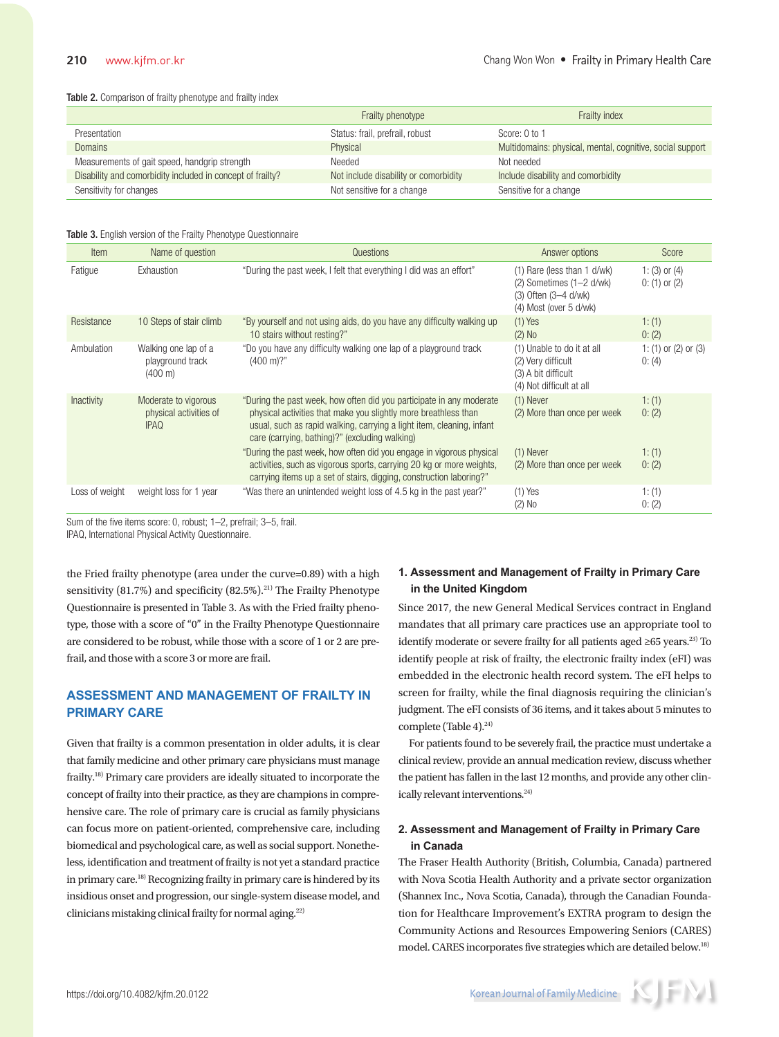Table 2. Comparison of frailty phenotype and frailty index

| | Frailty phenotype | Frailty index |
|---|---|---|
| Presentation | Status: frail, prefrail, robust | Score: 0 to 1 |
| Domains | Physical | Multidomains: physical, mental, cognitive, social support |
| Measurements of gait speed, handgrip strength | Needed | Not needed |
| Disability and comorbidity included in concept of frailty? | Not include disability or comorbidity | Include disability and comorbidity |
| Sensitivity for changes | Not sensitive for a change | Sensitive for a change |

Table 3. English version of the Frailty Phenotype Questionnaire

| Item | Name of question | Questions | Answer options | Score |
|---|---|---|---|---|
| Fatigue | Exhaustion | "During the past week, I felt that everything I did was an effort" | (1) Rare (less than 1 d/wk)<br>(2) Sometimes (1–2 d/wk)<br>(3) Often (3–4 d/wk)<br>(4) Most (over 5 d/wk) | 1: (3) or (4)<br>0: (1) or (2) |
| Resistance | 10 Steps of stair climb | "By yourself and not using aids, do you have any difficulty walking up 10 stairs without resting?" | (1) Yes<br>(2) No | 1: (1)<br>0: (2) |
| Ambulation | Walking one lap of a playground track (400 m) | "Do you have any difficulty walking one lap of a playground track (400 m)?" | (1) Unable to do it at all<br>(2) Very difficult<br>(3) A bit difficult<br>(4) Not difficult at all | 1: (1) or (2) or (3)<br>0: (4) |
| Inactivity | Moderate to vigorous physical activities of IPAQ | "During the past week, how often did you participate in any moderate physical activities that make you slightly more breathless than usual, such as rapid walking, carrying a light item, cleaning, infant care (carrying, bathing)?" (excluding walking) | (1) Never<br>(2) More than once per week | 1: (1)<br>0: (2) |
| | | "During the past week, how often did you engage in vigorous physical activities, such as vigorous sports, carrying 20 kg or more weights, carrying items up a set of stairs, digging, construction laboring?" | (1) Never<br>(2) More than once per week | 1: (1)<br>0: (2) |
| Loss of weight | weight loss for 1 year | "Was there an unintended weight loss of 4.5 kg in the past year?" | (1) Yes<br>(2) No | 1: (1)<br>0: (2) |

Sum of the five items score: 0, robust; 1–2, prefrail; 3–5, frail.
IPAQ, International Physical Activity Questionnaire.

the Fried frailty phenotype (area under the curve=0.89) with a high sensitivity (81.7%) and specificity (82.5%).[21] The Frailty Phenotype Questionnaire is presented in Table 3. As with the Fried frailty phenotype, those with a score of "0" in the Frailty Phenotype Questionnaire are considered to be robust, while those with a score of 1 or 2 are prefrail, and those with a score 3 or more are frail.

## ASSESSMENT AND MANAGEMENT OF FRAILTY IN PRIMARY CARE

Given that frailty is a common presentation in older adults, it is clear that family medicine and other primary care physicians must manage frailty.[18] Primary care providers are ideally situated to incorporate the concept of frailty into their practice, as they are champions in comprehensive care. The role of primary care is crucial as family physicians can focus more on patient-oriented, comprehensive care, including biomedical and psychological care, as well as social support. Nonetheless, identification and treatment of frailty is not yet a standard practice in primary care.[18] Recognizing frailty in primary care is hindered by its insidious onset and progression, our single-system disease model, and clinicians mistaking clinical frailty for normal aging.[22]

### 1. Assessment and Management of Frailty in Primary Care in the United Kingdom

Since 2017, the new General Medical Services contract in England mandates that all primary care practices use an appropriate tool to identify moderate or severe frailty for all patients aged ≥65 years.[23] To identify people at risk of frailty, the electronic frailty index (eFI) was embedded in the electronic health record system. The eFI helps to screen for frailty, while the final diagnosis requiring the clinician's judgment. The eFI consists of 36 items, and it takes about 5 minutes to complete (Table 4).[24]

For patients found to be severely frail, the practice must undertake a clinical review, provide an annual medication review, discuss whether the patient has fallen in the last 12 months, and provide any other clinically relevant interventions.[24]

### 2. Assessment and Management of Frailty in Primary Care in Canada

The Fraser Health Authority (British, Columbia, Canada) partnered with Nova Scotia Health Authority and a private sector organization (Shannex Inc., Nova Scotia, Canada), through the Canadian Foundation for Healthcare Improvement's EXTRA program to design the Community Actions and Resources Empowering Seniors (CARES) model. CARES incorporates five strategies which are detailed below.[18]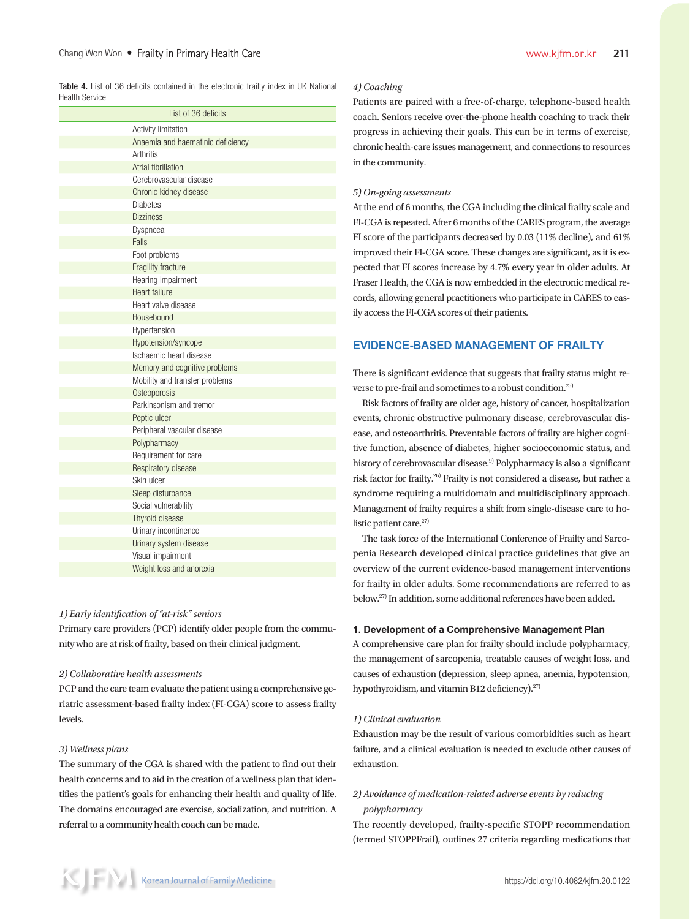Table 4. List of 36 deficits contained in the electronic frailty index in UK National Health Service

| List of 36 deficits |
|---|
| Activity limitation |
| Anaemia and haematinic deficiency |
| Arthritis |
| Atrial fibrillation |
| Cerebrovascular disease |
| Chronic kidney disease |
| Diabetes |
| Dizziness |
| Dyspnoea |
| Falls |
| Foot problems |
| Fragility fracture |
| Hearing impairment |
| Heart failure |
| Heart valve disease |
| Housebound |
| Hypertension |
| Hypotension/syncope |
| Ischaemic heart disease |
| Memory and cognitive problems |
| Mobility and transfer problems |
| Osteoporosis |
| Parkinsonism and tremor |
| Peptic ulcer |
| Peripheral vascular disease |
| Polypharmacy |
| Requirement for care |
| Respiratory disease |
| Skin ulcer |
| Sleep disturbance |
| Social vulnerability |
| Thyroid disease |
| Urinary incontinence |
| Urinary system disease |
| Visual impairment |
| Weight loss and anorexia |

*1) Early identification of "at-risk" seniors*

Primary care providers (PCP) identify older people from the community who are at risk of frailty, based on their clinical judgment.

*2) Collaborative health assessments*

PCP and the care team evaluate the patient using a comprehensive geriatric assessment-based frailty index (FI-CGA) score to assess frailty levels.

*3) Wellness plans*

The summary of the CGA is shared with the patient to find out their health concerns and to aid in the creation of a wellness plan that identifies the patient's goals for enhancing their health and quality of life. The domains encouraged are exercise, socialization, and nutrition. A referral to a community health coach can be made.

*4) Coaching*

Patients are paired with a free-of-charge, telephone-based health coach. Seniors receive over-the-phone health coaching to track their progress in achieving their goals. This can be in terms of exercise, chronic health-care issues management, and connections to resources in the community.

*5) On-going assessments*

At the end of 6 months, the CGA including the clinical frailty scale and FI-CGA is repeated. After 6 months of the CARES program, the average FI score of the participants decreased by 0.03 (11% decline), and 61% improved their FI-CGA score. These changes are significant, as it is expected that FI scores increase by 4.7% every year in older adults. At Fraser Health, the CGA is now embedded in the electronic medical records, allowing general practitioners who participate in CARES to easily access the FI-CGA scores of their patients.

## EVIDENCE-BASED MANAGEMENT OF FRAILTY

There is significant evidence that suggests that frailty status might reverse to pre-frail and sometimes to a robust condition.[25]

Risk factors of frailty are older age, history of cancer, hospitalization events, chronic obstructive pulmonary disease, cerebrovascular disease, and osteoarthritis. Preventable factors of frailty are higher cognitive function, absence of diabetes, higher socioeconomic status, and history of cerebrovascular disease.[9] Polypharmacy is also a significant risk factor for frailty.[26] Frailty is not considered a disease, but rather a syndrome requiring a multidomain and multidisciplinary approach. Management of frailty requires a shift from single-disease care to holistic patient care.[27]

The task force of the International Conference of Frailty and Sarcopenia Research developed clinical practice guidelines that give an overview of the current evidence-based management interventions for frailty in older adults. Some recommendations are referred to as below.[27] In addition, some additional references have been added.

### 1. Development of a Comprehensive Management Plan

A comprehensive care plan for frailty should include polypharmacy, the management of sarcopenia, treatable causes of weight loss, and causes of exhaustion (depression, sleep apnea, anemia, hypotension, hypothyroidism, and vitamin B12 deficiency).[27]

*1) Clinical evaluation*

Exhaustion may be the result of various comorbidities such as heart failure, and a clinical evaluation is needed to exclude other causes of exhaustion.

*2) Avoidance of medication-related adverse events by reducing polypharmacy*

The recently developed, frailty-specific STOPP recommendation (termed STOPPFrail), outlines 27 criteria regarding medications that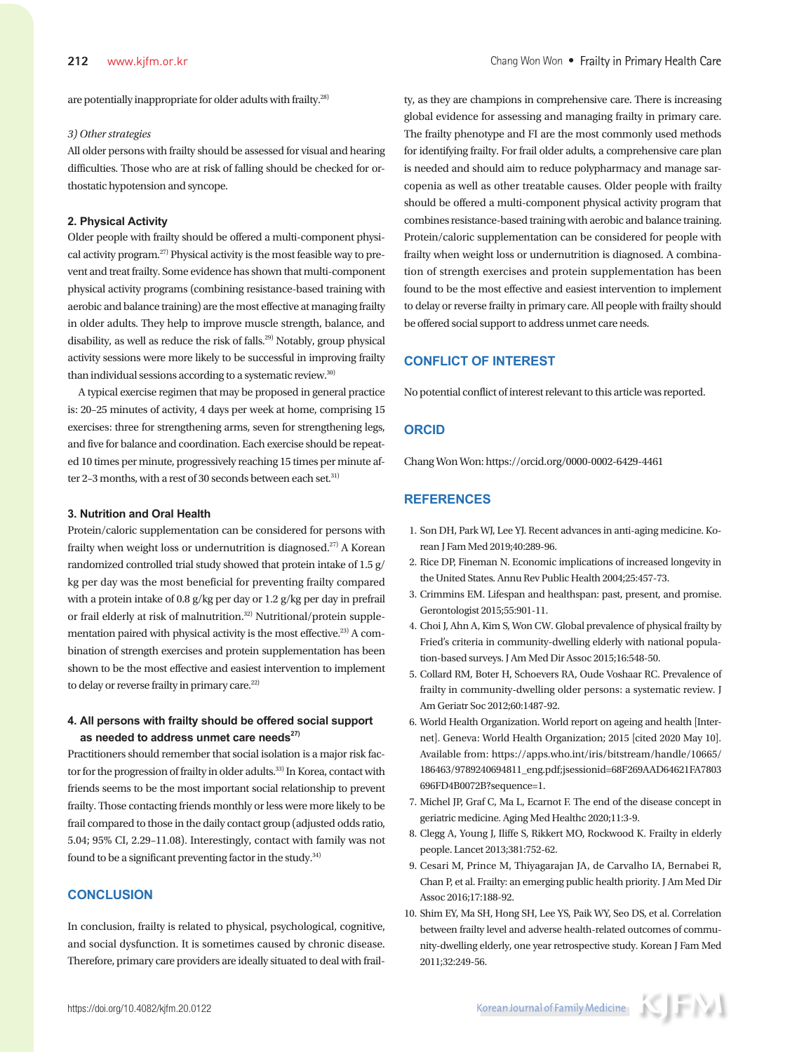are potentially inappropriate for older adults with frailty.[28]

*3) Other strategies*

All older persons with frailty should be assessed for visual and hearing difficulties. Those who are at risk of falling should be checked for orthostatic hypotension and syncope.

### 2. Physical Activity

Older people with frailty should be offered a multi-component physical activity program.[27] Physical activity is the most feasible way to prevent and treat frailty. Some evidence has shown that multi-component physical activity programs (combining resistance-based training with aerobic and balance training) are the most effective at managing frailty in older adults. They help to improve muscle strength, balance, and disability, as well as reduce the risk of falls.[29] Notably, group physical activity sessions were more likely to be successful in improving frailty than individual sessions according to a systematic review.[30]

A typical exercise regimen that may be proposed in general practice is: 20–25 minutes of activity, 4 days per week at home, comprising 15 exercises: three for strengthening arms, seven for strengthening legs, and five for balance and coordination. Each exercise should be repeated 10 times per minute, progressively reaching 15 times per minute after 2–3 months, with a rest of 30 seconds between each set.[31]

### 3. Nutrition and Oral Health

Protein/caloric supplementation can be considered for persons with frailty when weight loss or undernutrition is diagnosed.[27] A Korean randomized controlled trial study showed that protein intake of 1.5 g/kg per day was the most beneficial for preventing frailty compared with a protein intake of 0.8 g/kg per day or 1.2 g/kg per day in prefrail or frail elderly at risk of malnutrition.[32] Nutritional/protein supplementation paired with physical activity is the most effective.[23] A combination of strength exercises and protein supplementation has been shown to be the most effective and easiest intervention to implement to delay or reverse frailty in primary care.[22]

### 4. All persons with frailty should be offered social support as needed to address unmet care needs[27]

Practitioners should remember that social isolation is a major risk factor for the progression of frailty in older adults.[33] In Korea, contact with friends seems to be the most important social relationship to prevent frailty. Those contacting friends monthly or less were more likely to be frail compared to those in the daily contact group (adjusted odds ratio, 5.04; 95% CI, 2.29–11.08). Interestingly, contact with family was not found to be a significant preventing factor in the study.[34]

## CONCLUSION

In conclusion, frailty is related to physical, psychological, cognitive, and social dysfunction. It is sometimes caused by chronic disease. Therefore, primary care providers are ideally situated to deal with frailty, as they are champions in comprehensive care. There is increasing global evidence for assessing and managing frailty in primary care. The frailty phenotype and FI are the most commonly used methods for identifying frailty. For frail older adults, a comprehensive care plan is needed and should aim to reduce polypharmacy and manage sarcopenia as well as other treatable causes. Older people with frailty should be offered a multi-component physical activity program that combines resistance-based training with aerobic and balance training. Protein/caloric supplementation can be considered for people with frailty when weight loss or undernutrition is diagnosed. A combination of strength exercises and protein supplementation has been found to be the most effective and easiest intervention to implement to delay or reverse frailty in primary care. All people with frailty should be offered social support to address unmet care needs.

## CONFLICT OF INTEREST

No potential conflict of interest relevant to this article was reported.

## ORCID

Chang Won Won: https://orcid.org/0000-0002-6429-4461

## REFERENCES

1. Son DH, Park WJ, Lee YJ. Recent advances in anti-aging medicine. Korean J Fam Med 2019;40:289-96.
2. Rice DP, Fineman N. Economic implications of increased longevity in the United States. Annu Rev Public Health 2004;25:457-73.
3. Crimmins EM. Lifespan and healthspan: past, present, and promise. Gerontologist 2015;55:901-11.
4. Choi J, Ahn A, Kim S, Won CW. Global prevalence of physical frailty by Fried's criteria in community-dwelling elderly with national population-based surveys. J Am Med Dir Assoc 2015;16:548-50.
5. Collard RM, Boter H, Schoevers RA, Oude Voshaar RC. Prevalence of frailty in community-dwelling older persons: a systematic review. J Am Geriatr Soc 2012;60:1487-92.
6. World Health Organization. World report on ageing and health [Internet]. Geneva: World Health Organization; 2015 [cited 2020 May 10]. Available from: https://apps.who.int/iris/bitstream/handle/10665/186463/9789240694811_eng.pdf;jsessionid=68F269AAD64621FA7803696FD4B0072B?sequence=1.
7. Michel JP, Graf C, Ma L, Ecarnot F. The end of the disease concept in geriatric medicine. Aging Med Healthc 2020;11:3-9.
8. Clegg A, Young J, Iliffe S, Rikkert MO, Rockwood K. Frailty in elderly people. Lancet 2013;381:752-62.
9. Cesari M, Prince M, Thiyagarajan JA, de Carvalho IA, Bernabei R, Chan P, et al. Frailty: an emerging public health priority. J Am Med Dir Assoc 2016;17:188-92.
10. Shim EY, Ma SH, Hong SH, Lee YS, Paik WY, Seo DS, et al. Correlation between frailty level and adverse health-related outcomes of community-dwelling elderly, one year retrospective study. Korean J Fam Med 2011;32:249-56.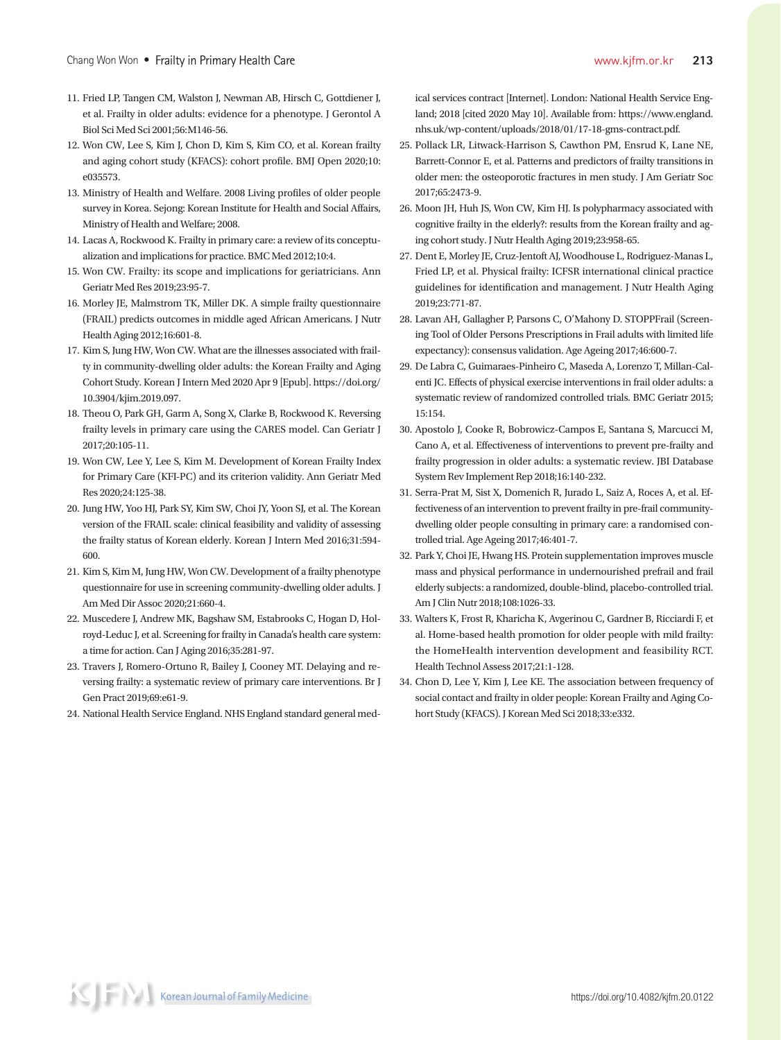11. Fried LP, Tangen CM, Walston J, Newman AB, Hirsch C, Gottdiener J, et al. Frailty in older adults: evidence for a phenotype. J Gerontol A Biol Sci Med Sci 2001;56:M146-56.
12. Won CW, Lee S, Kim J, Chon D, Kim S, Kim CO, et al. Korean frailty and aging cohort study (KFACS): cohort profile. BMJ Open 2020;10:e035573.
13. Ministry of Health and Welfare. 2008 Living profiles of older people survey in Korea. Sejong: Korean Institute for Health and Social Affairs, Ministry of Health and Welfare; 2008.
14. Lacas A, Rockwood K. Frailty in primary care: a review of its conceptualization and implications for practice. BMC Med 2012;10:4.
15. Won CW. Frailty: its scope and implications for geriatricians. Ann Geriatr Med Res 2019;23:95-7.
16. Morley JE, Malmstrom TK, Miller DK. A simple frailty questionnaire (FRAIL) predicts outcomes in middle aged African Americans. J Nutr Health Aging 2012;16:601-8.
17. Kim S, Jung HW, Won CW. What are the illnesses associated with frailty in community-dwelling older adults: the Korean Frailty and Aging Cohort Study. Korean J Intern Med 2020 Apr 9 [Epub]. https://doi.org/10.3904/kjim.2019.097.
18. Theou O, Park GH, Garm A, Song X, Clarke B, Rockwood K. Reversing frailty levels in primary care using the CARES model. Can Geriatr J 2017;20:105-11.
19. Won CW, Lee Y, Lee S, Kim M. Development of Korean Frailty Index for Primary Care (KFI-PC) and its criterion validity. Ann Geriatr Med Res 2020;24:125-38.
20. Jung HW, Yoo HJ, Park SY, Kim SW, Choi JY, Yoon SJ, et al. The Korean version of the FRAIL scale: clinical feasibility and validity of assessing the frailty status of Korean elderly. Korean J Intern Med 2016;31:594-600.
21. Kim S, Kim M, Jung HW, Won CW. Development of a frailty phenotype questionnaire for use in screening community-dwelling older adults. J Am Med Dir Assoc 2020;21:660-4.
22. Muscedere J, Andrew MK, Bagshaw SM, Estabrooks C, Hogan D, Holroyd-Leduc J, et al. Screening for frailty in Canada's health care system: a time for action. Can J Aging 2016;35:281-97.
23. Travers J, Romero-Ortuno R, Bailey J, Cooney MT. Delaying and reversing frailty: a systematic review of primary care interventions. Br J Gen Pract 2019;69:e61-9.
24. National Health Service England. NHS England standard general medical services contract [Internet]. London: National Health Service England; 2018 [cited 2020 May 10]. Available from: https://www.england.nhs.uk/wp-content/uploads/2018/01/17-18-gms-contract.pdf.
25. Pollack LR, Litwack-Harrison S, Cawthon PM, Ensrud K, Lane NE, Barrett-Connor E, et al. Patterns and predictors of frailty transitions in older men: the osteoporotic fractures in men study. J Am Geriatr Soc 2017;65:2473-9.
26. Moon JH, Huh JS, Won CW, Kim HJ. Is polypharmacy associated with cognitive frailty in the elderly?: results from the Korean frailty and aging cohort study. J Nutr Health Aging 2019;23:958-65.
27. Dent E, Morley JE, Cruz-Jentoft AJ, Woodhouse L, Rodriguez-Manas L, Fried LP, et al. Physical frailty: ICFSR international clinical practice guidelines for identification and management. J Nutr Health Aging 2019;23:771-87.
28. Lavan AH, Gallagher P, Parsons C, O'Mahony D. STOPPFrail (Screening Tool of Older Persons Prescriptions in Frail adults with limited life expectancy): consensus validation. Age Ageing 2017;46:600-7.
29. De Labra C, Guimaraes-Pinheiro C, Maseda A, Lorenzo T, Millan-Calenti JC. Effects of physical exercise interventions in frail older adults: a systematic review of randomized controlled trials. BMC Geriatr 2015;15:154.
30. Apostolo J, Cooke R, Bobrowicz-Campos E, Santana S, Marcucci M, Cano A, et al. Effectiveness of interventions to prevent pre-frailty and frailty progression in older adults: a systematic review. JBI Database System Rev Implement Rep 2018;16:140-232.
31. Serra-Prat M, Sist X, Domenich R, Jurado L, Saiz A, Roces A, et al. Effectiveness of an intervention to prevent frailty in pre-frail community-dwelling older people consulting in primary care: a randomised controlled trial. Age Ageing 2017;46:401-7.
32. Park Y, Choi JE, Hwang HS. Protein supplementation improves muscle mass and physical performance in undernourished prefrail and frail elderly subjects: a randomized, double-blind, placebo-controlled trial. Am J Clin Nutr 2018;108:1026-33.
33. Walters K, Frost R, Kharicha K, Avgerinou C, Gardner B, Ricciardi F, et al. Home-based health promotion for older people with mild frailty: the HomeHealth intervention development and feasibility RCT. Health Technol Assess 2017;21:1-128.
34. Chon D, Lee Y, Kim J, Lee KE. The association between frequency of social contact and frailty in older people: Korean Frailty and Aging Cohort Study (KFACS). J Korean Med Sci 2018;33:e332.